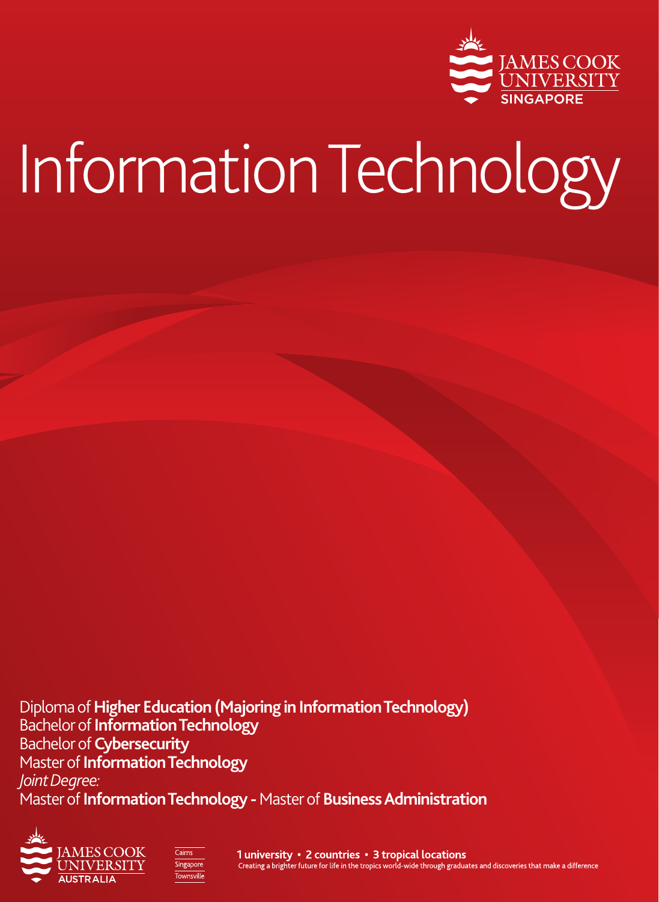JAMES COOK UNIVERSITY SINGAPORE

# Information Technology

Diploma of **Higher Education (Majoring in Information Technology)**
Bachelor of **Information Technology**
Bachelor of **Cybersecurity**
Master of **Information Technology**
*Joint Degree:*
Master of **Information Technology -** Master of **Business Administration**

JAMES COOK UNIVERSITY AUSTRALIA

Cairns
Singapore
Townsville

**1 university • 2 countries • 3 tropical locations**
Creating a brighter future for life in the tropics world-wide through graduates and discoveries that make a difference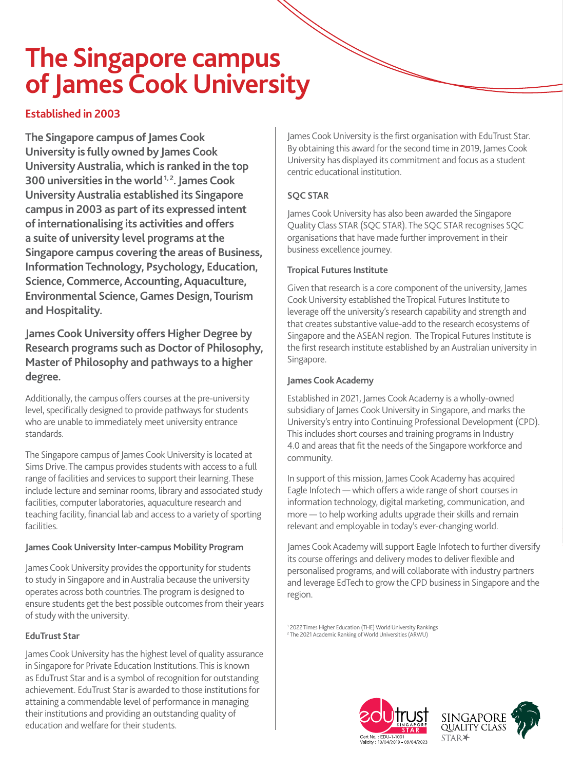# The Singapore campus of James Cook University

## Established in 2003

**The Singapore campus of James Cook University is fully owned by James Cook University Australia, which is ranked in the top 300 universities in the world[1,2]. James Cook University Australia established its Singapore campus in 2003 as part of its expressed intent of internationalising its activities and offers a suite of university level programs at the Singapore campus covering the areas of Business, Information Technology, Psychology, Education, Science, Commerce, Accounting, Aquaculture, Environmental Science, Games Design, Tourism and Hospitality.**

**James Cook University offers Higher Degree by Research programs such as Doctor of Philosophy, Master of Philosophy and pathways to a higher degree.**

Additionally, the campus offers courses at the pre-university level, specifically designed to provide pathways for students who are unable to immediately meet university entrance standards.

The Singapore campus of James Cook University is located at Sims Drive. The campus provides students with access to a full range of facilities and services to support their learning. These include lecture and seminar rooms, library and associated study facilities, computer laboratories, aquaculture research and teaching facility, financial lab and access to a variety of sporting facilities.

### James Cook University Inter-campus Mobility Program

James Cook University provides the opportunity for students to study in Singapore and in Australia because the university operates across both countries. The program is designed to ensure students get the best possible outcomes from their years of study with the university.

### EduTrust Star

James Cook University has the highest level of quality assurance in Singapore for Private Education Institutions. This is known as EduTrust Star and is a symbol of recognition for outstanding achievement. EduTrust Star is awarded to those institutions for attaining a commendable level of performance in managing their institutions and providing an outstanding quality of education and welfare for their students.

James Cook University is the first organisation with EduTrust Star. By obtaining this award for the second time in 2019, James Cook University has displayed its commitment and focus as a student centric educational institution.

### SQC STAR

James Cook University has also been awarded the Singapore Quality Class STAR (SQC STAR). The SQC STAR recognises SQC organisations that have made further improvement in their business excellence journey.

### Tropical Futures Institute

Given that research is a core component of the university, James Cook University established the Tropical Futures Institute to leverage off the university's research capability and strength and that creates substantive value-add to the research ecosystems of Singapore and the ASEAN region. The Tropical Futures Institute is the first research institute established by an Australian university in Singapore.

### James Cook Academy

Established in 2021, James Cook Academy is a wholly-owned subsidiary of James Cook University in Singapore, and marks the University's entry into Continuing Professional Development (CPD). This includes short courses and training programs in Industry 4.0 and areas that fit the needs of the Singapore workforce and community.

In support of this mission, James Cook Academy has acquired Eagle Infotech — which offers a wide range of short courses in information technology, digital marketing, communication, and more — to help working adults upgrade their skills and remain relevant and employable in today's ever-changing world.

James Cook Academy will support Eagle Infotech to further diversify its course offerings and delivery modes to deliver flexible and personalised programs, and will collaborate with industry partners and leverage EdTech to grow the CPD business in Singapore and the region.

[1] 2022 Times Higher Education (THE) World University Rankings
[2] The 2021 Academic Ranking of World Universities (ARWU)

edutrust SINGAPORE STAR
Cert No. : EDU-1-1001
Validity : 10/04/2019 - 09/04/2023

SINGAPORE QUALITY CLASS STAR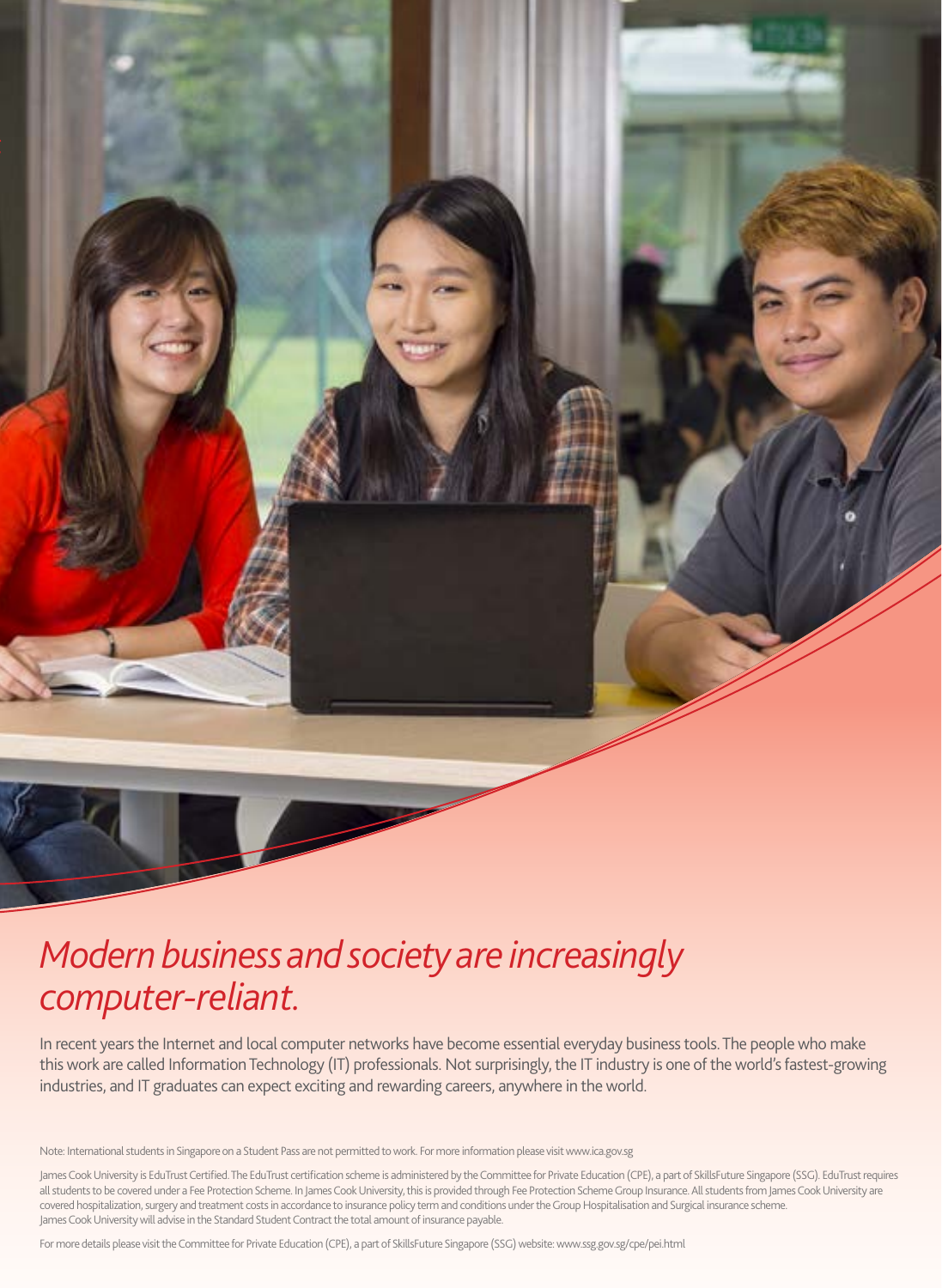# *Modern business and society are increasingly computer-reliant.*

In recent years the Internet and local computer networks have become essential everyday business tools. The people who make this work are called Information Technology (IT) professionals. Not surprisingly, the IT industry is one of the world's fastest-growing industries, and IT graduates can expect exciting and rewarding careers, anywhere in the world.

Note: International students in Singapore on a Student Pass are not permitted to work. For more information please visit www.ica.gov.sg

James Cook University is EduTrust Certified. The EduTrust certification scheme is administered by the Committee for Private Education (CPE), a part of SkillsFuture Singapore (SSG). EduTrust requires all students to be covered under a Fee Protection Scheme. In James Cook University, this is provided through Fee Protection Scheme Group Insurance. All students from James Cook University are covered hospitalization, surgery and treatment costs in accordance to insurance policy term and conditions under the Group Hospitalisation and Surgical insurance scheme. James Cook University will advise in the Standard Student Contract the total amount of insurance payable.

For more details please visit the Committee for Private Education (CPE), a part of SkillsFuture Singapore (SSG) website: www.ssg.gov.sg/cpe/pei.html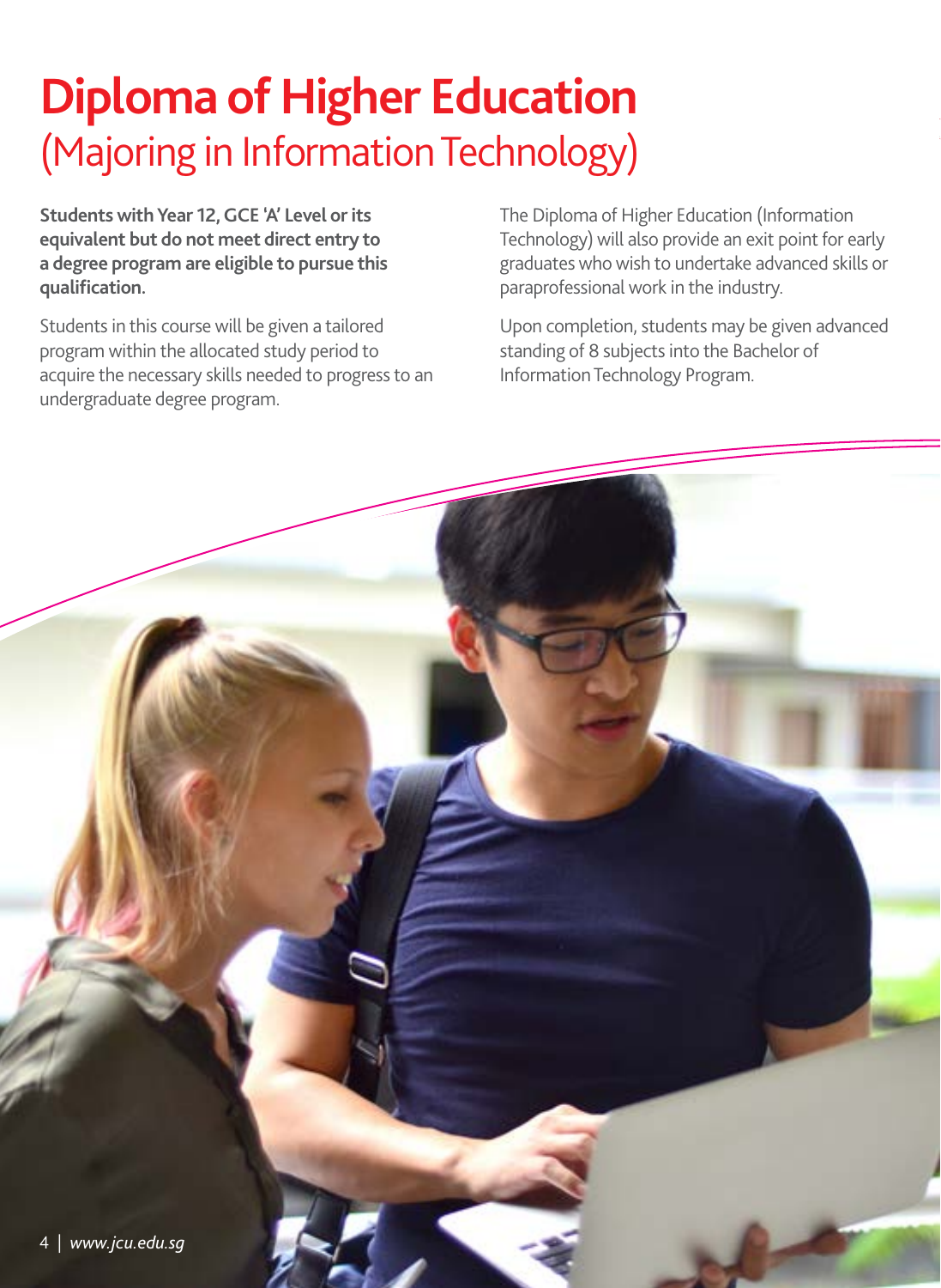# Diploma of Higher Education
## (Majoring in Information Technology)

**Students with Year 12, GCE 'A' Level or its equivalent but do not meet direct entry to a degree program are eligible to pursue this qualification.**

Students in this course will be given a tailored program within the allocated study period to acquire the necessary skills needed to progress to an undergraduate degree program.

The Diploma of Higher Education (Information Technology) will also provide an exit point for early graduates who wish to undertake advanced skills or paraprofessional work in the industry.

Upon completion, students may be given advanced standing of 8 subjects into the Bachelor of Information Technology Program.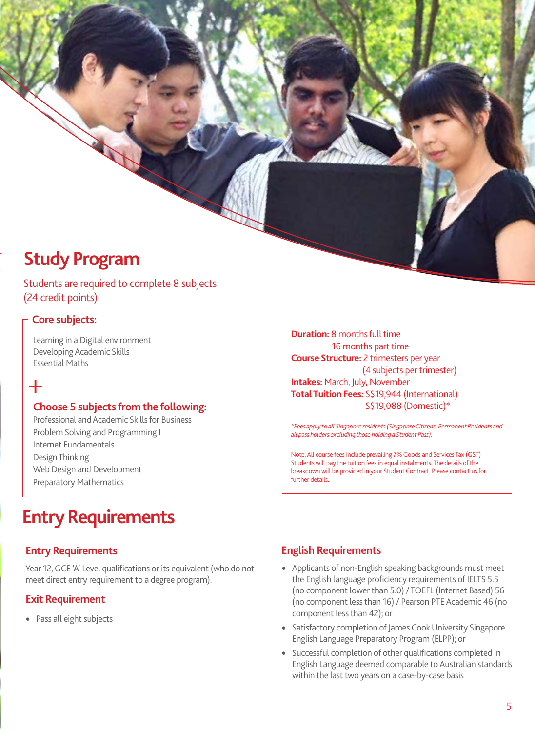# Study Program

Students are required to complete 8 subjects (24 credit points)

## Core subjects:

Learning in a Digital environment
Developing Academic Skills
Essential Maths

+

## Choose 5 subjects from the following:

Professional and Academic Skills for Business
Problem Solving and Programming I
Internet Fundamentals
Design Thinking
Web Design and Development
Preparatory Mathematics

**Duration:** 8 months full time
16 months part time
**Course Structure:** 2 trimesters per year
(4 subjects per trimester)
**Intakes:** March, July, November
**Total Tuition Fees:** S$19,944 (International)
S$19,088 (Domestic)*

*\*Fees apply to all Singapore residents (Singapore Citizens, Permanent Residents and all pass holders excluding those holding a Student Pass).*

Note: All course fees include prevailing 7% Goods and Services Tax (GST) Students will pay the tuition fees in equal instalments. The details of the breakdown will be provided in your Student Contract. Please contact us for further details.

# Entry Requirements

## Entry Requirements

Year 12, GCE 'A' Level qualifications or its equivalent (who do not meet direct entry requirement to a degree program).

## Exit Requirement

- Pass all eight subjects

## English Requirements

- Applicants of non-English speaking backgrounds must meet the English language proficiency requirements of IELTS 5.5 (no component lower than 5.0) / TOEFL (Internet Based) 56 (no component less than 16) / Pearson PTE Academic 46 (no component less than 42); or
- Satisfactory completion of James Cook University Singapore English Language Preparatory Program (ELPP); or
- Successful completion of other qualifications completed in English Language deemed comparable to Australian standards within the last two years on a case-by-case basis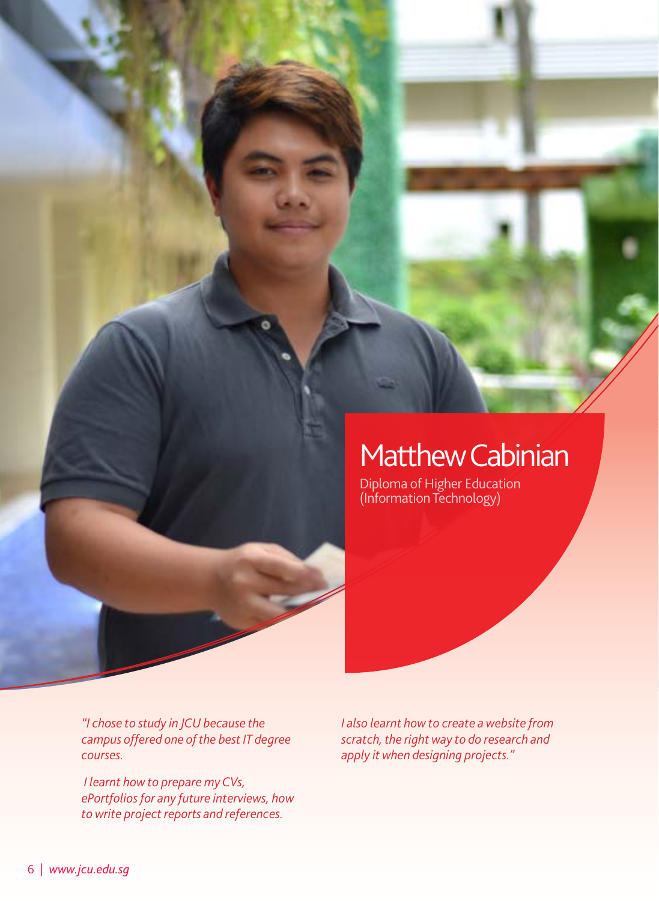# Matthew Cabinian

Diploma of Higher Education (Information Technology)

*"I chose to study in JCU because the campus offered one of the best IT degree courses.*

*I learnt how to prepare my CVs, ePortfolios for any future interviews, how to write project reports and references.*

*I also learnt how to create a website from scratch, the right way to do research and apply it when designing projects."*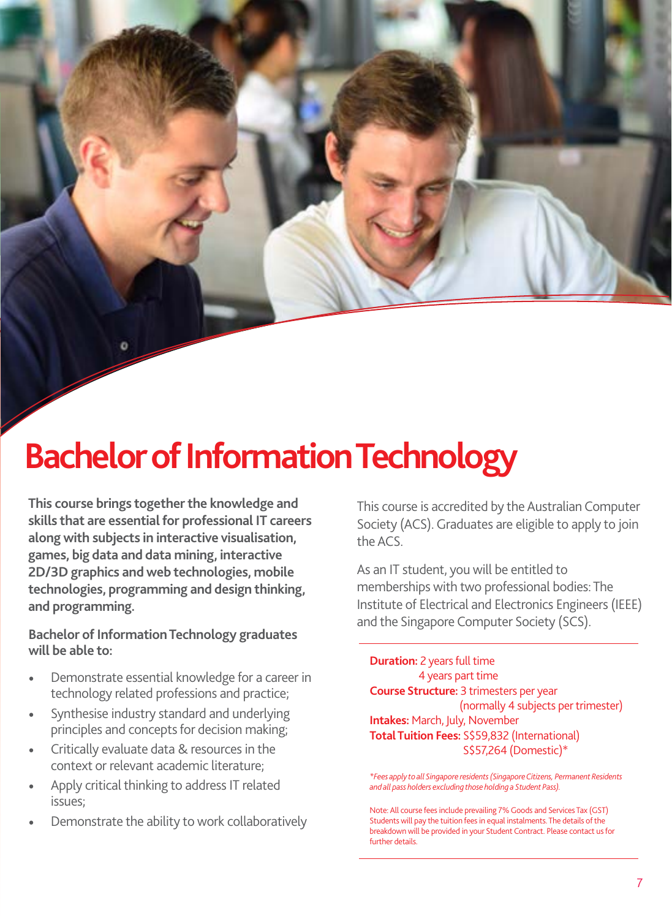# Bachelor of Information Technology

**This course brings together the knowledge and skills that are essential for professional IT careers along with subjects in interactive visualisation, games, big data and data mining, interactive 2D/3D graphics and web technologies, mobile technologies, programming and design thinking, and programming.**

**Bachelor of Information Technology graduates will be able to:**

- Demonstrate essential knowledge for a career in technology related professions and practice;
- Synthesise industry standard and underlying principles and concepts for decision making;
- Critically evaluate data & resources in the context or relevant academic literature;
- Apply critical thinking to address IT related issues;
- Demonstrate the ability to work collaboratively

This course is accredited by the Australian Computer Society (ACS). Graduates are eligible to apply to join the ACS.

As an IT student, you will be entitled to memberships with two professional bodies: The Institute of Electrical and Electronics Engineers (IEEE) and the Singapore Computer Society (SCS).

**Duration:** 2 years full time
4 years part time
**Course Structure:** 3 trimesters per year
(normally 4 subjects per trimester)
**Intakes:** March, July, November
**Total Tuition Fees:** S$59,832 (International)
S$57,264 (Domestic)*

*\*Fees apply to all Singapore residents (Singapore Citizens, Permanent Residents and all pass holders excluding those holding a Student Pass).*

Note: All course fees include prevailing 7% Goods and Services Tax (GST) Students will pay the tuition fees in equal instalments. The details of the breakdown will be provided in your Student Contract. Please contact us for further details.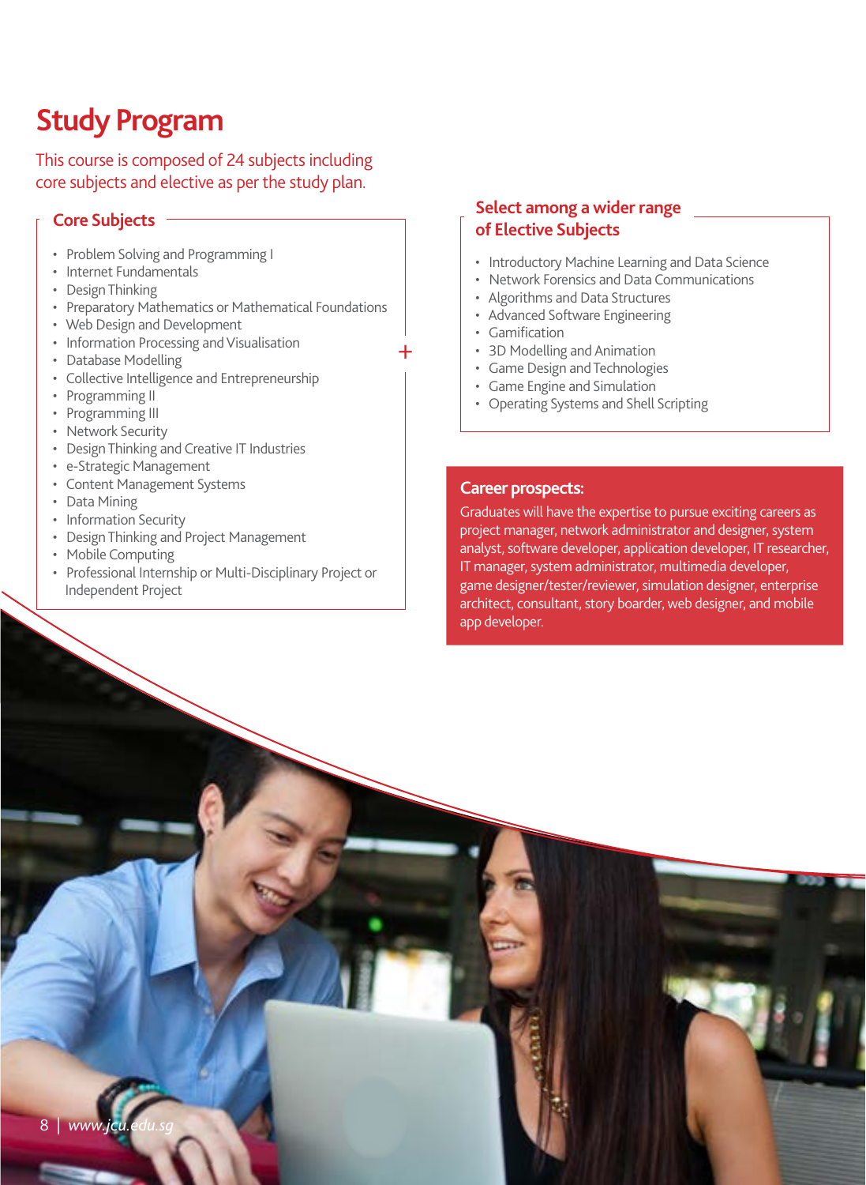# Study Program

This course is composed of 24 subjects including core subjects and elective as per the study plan.

## Core Subjects

- Problem Solving and Programming I
- Internet Fundamentals
- Design Thinking
- Preparatory Mathematics or Mathematical Foundations
- Web Design and Development
- Information Processing and Visualisation
- Database Modelling
- Collective Intelligence and Entrepreneurship
- Programming II
- Programming III
- Network Security
- Design Thinking and Creative IT Industries
- e-Strategic Management
- Content Management Systems
- Data Mining
- Information Security
- Design Thinking and Project Management
- Mobile Computing
- Professional Internship or Multi-Disciplinary Project or Independent Project

## Select among a wider range of Elective Subjects

- Introductory Machine Learning and Data Science
- Network Forensics and Data Communications
- Algorithms and Data Structures
- Advanced Software Engineering
- Gamification
- 3D Modelling and Animation
- Game Design and Technologies
- Game Engine and Simulation
- Operating Systems and Shell Scripting

## Career prospects:

Graduates will have the expertise to pursue exciting careers as project manager, network administrator and designer, system analyst, software developer, application developer, IT researcher, IT manager, system administrator, multimedia developer, game designer/tester/reviewer, simulation designer, enterprise architect, consultant, story boarder, web designer, and mobile app developer.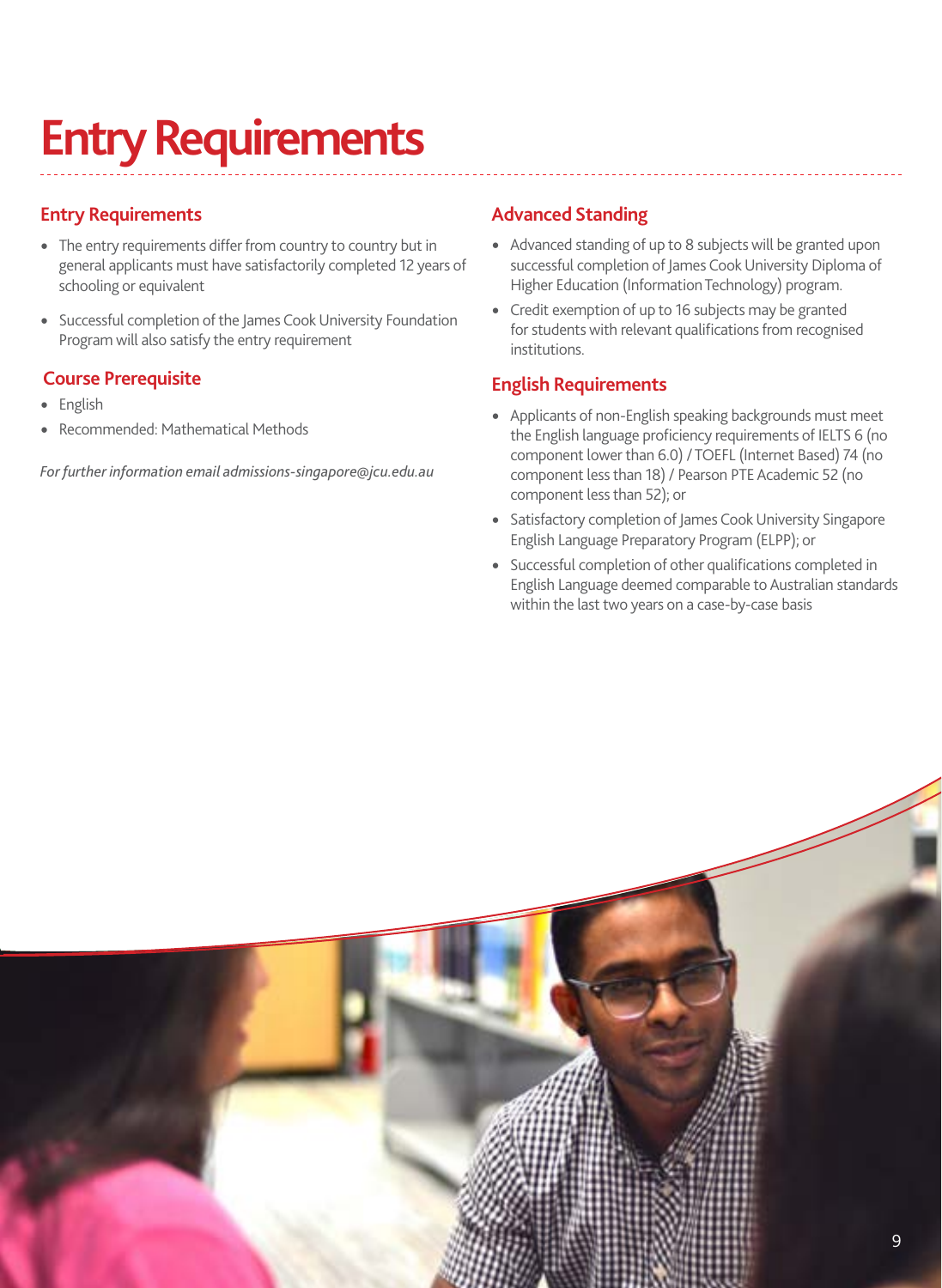# Entry Requirements

## Entry Requirements

- The entry requirements differ from country to country but in general applicants must have satisfactorily completed 12 years of schooling or equivalent
- Successful completion of the James Cook University Foundation Program will also satisfy the entry requirement

## Course Prerequisite

- English
- Recommended: Mathematical Methods

*For further information email admissions-singapore@jcu.edu.au*

## Advanced Standing

- Advanced standing of up to 8 subjects will be granted upon successful completion of James Cook University Diploma of Higher Education (Information Technology) program.
- Credit exemption of up to 16 subjects may be granted for students with relevant qualifications from recognised institutions.

## English Requirements

- Applicants of non-English speaking backgrounds must meet the English language proficiency requirements of IELTS 6 (no component lower than 6.0) / TOEFL (Internet Based) 74 (no component less than 18) / Pearson PTE Academic 52 (no component less than 52); or
- Satisfactory completion of James Cook University Singapore English Language Preparatory Program (ELPP); or
- Successful completion of other qualifications completed in English Language deemed comparable to Australian standards within the last two years on a case-by-case basis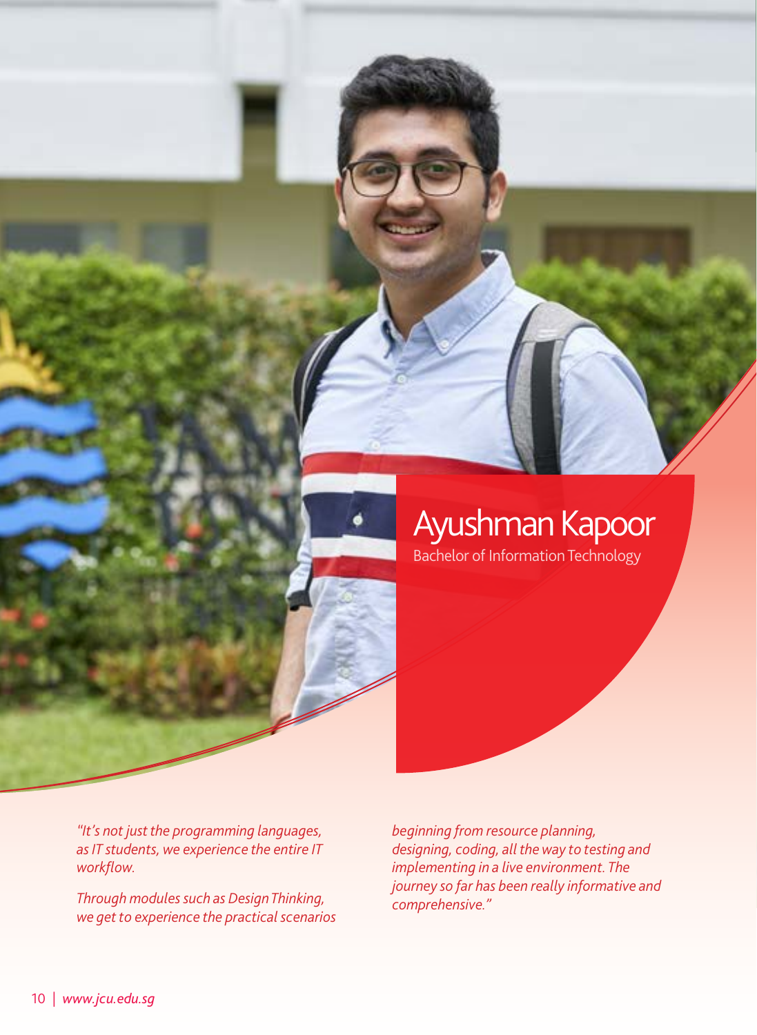## Ayushman Kapoor

Bachelor of Information Technology

*"It's not just the programming languages, as IT students, we experience the entire IT workflow.*

*Through modules such as Design Thinking, we get to experience the practical scenarios beginning from resource planning, designing, coding, all the way to testing and implementing in a live environment. The journey so far has been really informative and comprehensive."*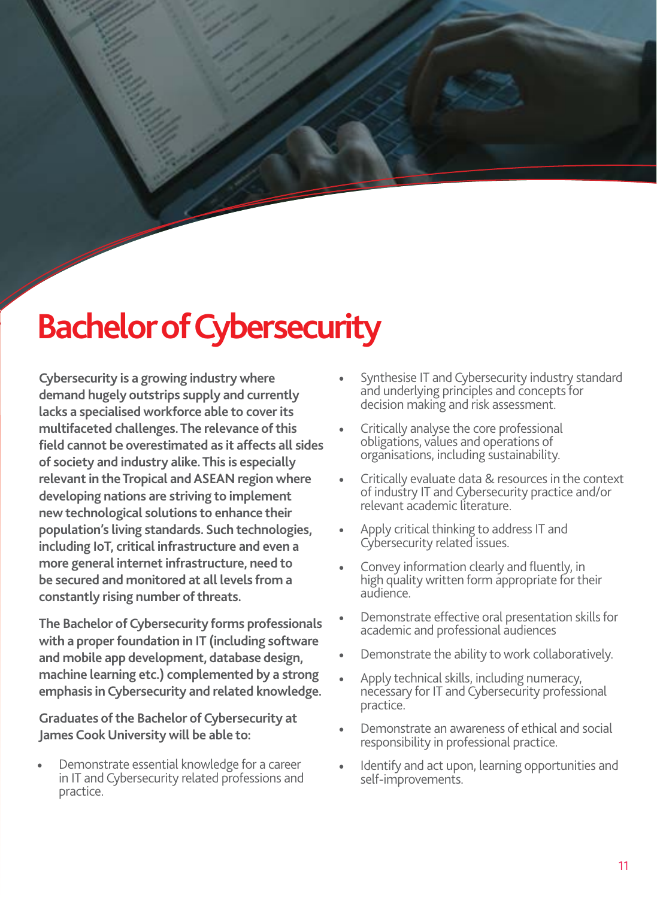# Bachelor of Cybersecurity

**Cybersecurity is a growing industry where demand hugely outstrips supply and currently lacks a specialised workforce able to cover its multifaceted challenges. The relevance of this field cannot be overestimated as it affects all sides of society and industry alike. This is especially relevant in the Tropical and ASEAN region where developing nations are striving to implement new technological solutions to enhance their population's living standards. Such technologies, including IoT, critical infrastructure and even a more general internet infrastructure, need to be secured and monitored at all levels from a constantly rising number of threats.**

**The Bachelor of Cybersecurity forms professionals with a proper foundation in IT (including software and mobile app development, database design, machine learning etc.) complemented by a strong emphasis in Cybersecurity and related knowledge.**

**Graduates of the Bachelor of Cybersecurity at James Cook University will be able to:**

- Demonstrate essential knowledge for a career in IT and Cybersecurity related professions and practice.
- Synthesise IT and Cybersecurity industry standard and underlying principles and concepts for decision making and risk assessment.
- Critically analyse the core professional obligations, values and operations of organisations, including sustainability.
- Critically evaluate data & resources in the context of industry IT and Cybersecurity practice and/or relevant academic literature.
- Apply critical thinking to address IT and Cybersecurity related issues.
- Convey information clearly and fluently, in high quality written form appropriate for their audience.
- Demonstrate effective oral presentation skills for academic and professional audiences
- Demonstrate the ability to work collaboratively.
- Apply technical skills, including numeracy, necessary for IT and Cybersecurity professional practice.
- Demonstrate an awareness of ethical and social responsibility in professional practice.
- Identify and act upon, learning opportunities and self-improvements.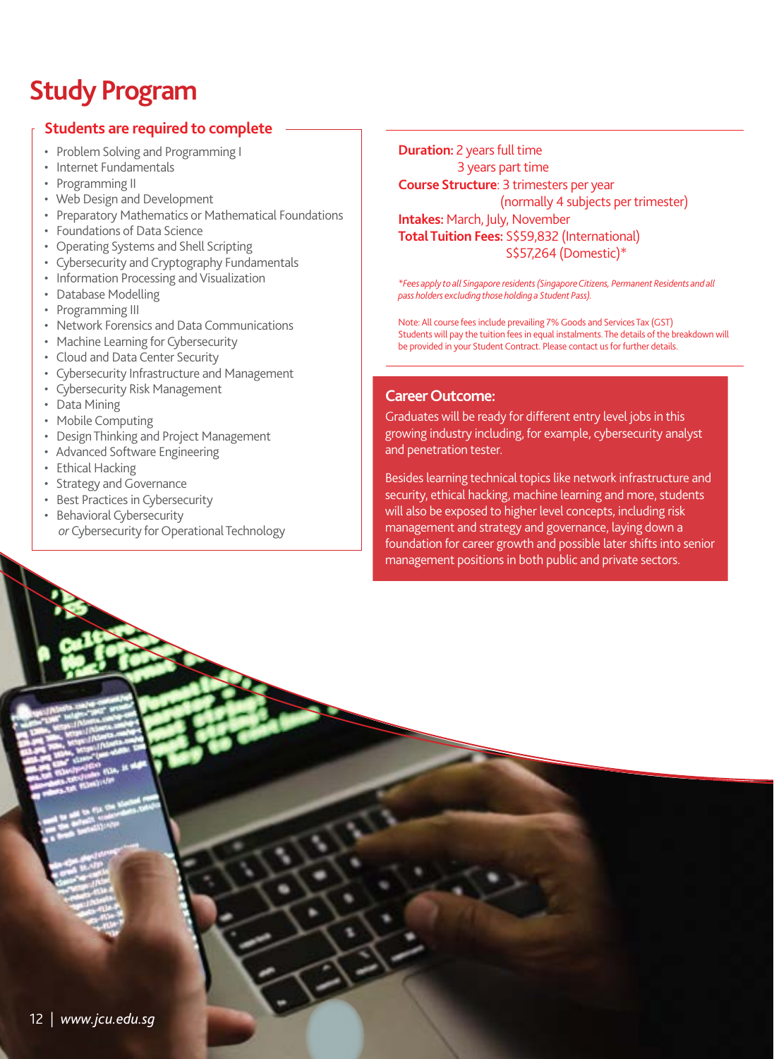# Study Program

## Students are required to complete

- Problem Solving and Programming I
- Internet Fundamentals
- Programming II
- Web Design and Development
- Preparatory Mathematics or Mathematical Foundations
- Foundations of Data Science
- Operating Systems and Shell Scripting
- Cybersecurity and Cryptography Fundamentals
- Information Processing and Visualization
- Database Modelling
- Programming III
- Network Forensics and Data Communications
- Machine Learning for Cybersecurity
- Cloud and Data Center Security
- Cybersecurity Infrastructure and Management
- Cybersecurity Risk Management
- Data Mining
- Mobile Computing
- Design Thinking and Project Management
- Advanced Software Engineering
- Ethical Hacking
- Strategy and Governance
- Best Practices in Cybersecurity
- Behavioral Cybersecurity
  *or* Cybersecurity for Operational Technology

**Duration:** 2 years full time
3 years part time
**Course Structure**: 3 trimesters per year
(normally 4 subjects per trimester)
**Intakes:** March, July, November
**Total Tuition Fees:** S$59,832 (International)
S$57,264 (Domestic)*

*\*Fees apply to all Singapore residents (Singapore Citizens, Permanent Residents and all pass holders excluding those holding a Student Pass).*

Note: All course fees include prevailing 7% Goods and Services Tax (GST)
Students will pay the tuition fees in equal instalments. The details of the breakdown will be provided in your Student Contract. Please contact us for further details.

### Career Outcome:

Graduates will be ready for different entry level jobs in this growing industry including, for example, cybersecurity analyst and penetration tester.

Besides learning technical topics like network infrastructure and security, ethical hacking, machine learning and more, students will also be exposed to higher level concepts, including risk management and strategy and governance, laying down a foundation for career growth and possible later shifts into senior management positions in both public and private sectors.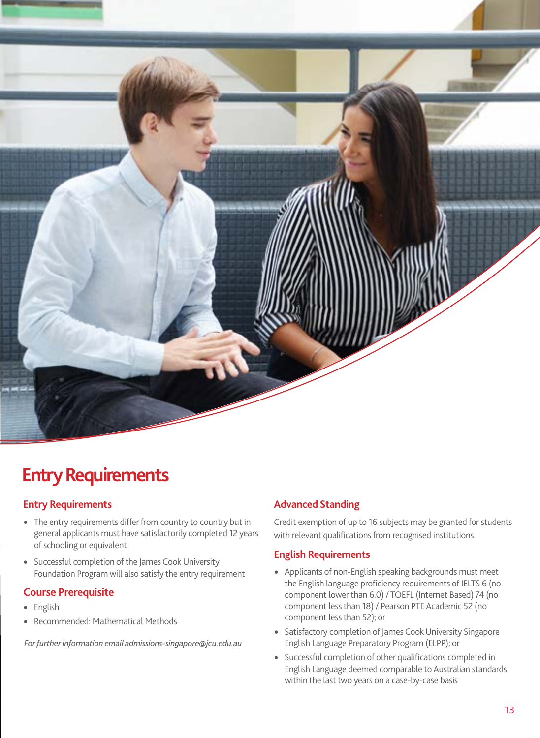# Entry Requirements

## Entry Requirements

- The entry requirements differ from country to country but in general applicants must have satisfactorily completed 12 years of schooling or equivalent
- Successful completion of the James Cook University Foundation Program will also satisfy the entry requirement

## Course Prerequisite

- English
- Recommended: Mathematical Methods

*For further information email admissions-singapore@jcu.edu.au*

## Advanced Standing

Credit exemption of up to 16 subjects may be granted for students with relevant qualifications from recognised institutions.

## English Requirements

- Applicants of non-English speaking backgrounds must meet the English language proficiency requirements of IELTS 6 (no component lower than 6.0) / TOEFL (Internet Based) 74 (no component less than 18) / Pearson PTE Academic 52 (no component less than 52); or
- Satisfactory completion of James Cook University Singapore English Language Preparatory Program (ELPP); or
- Successful completion of other qualifications completed in English Language deemed comparable to Australian standards within the last two years on a case-by-case basis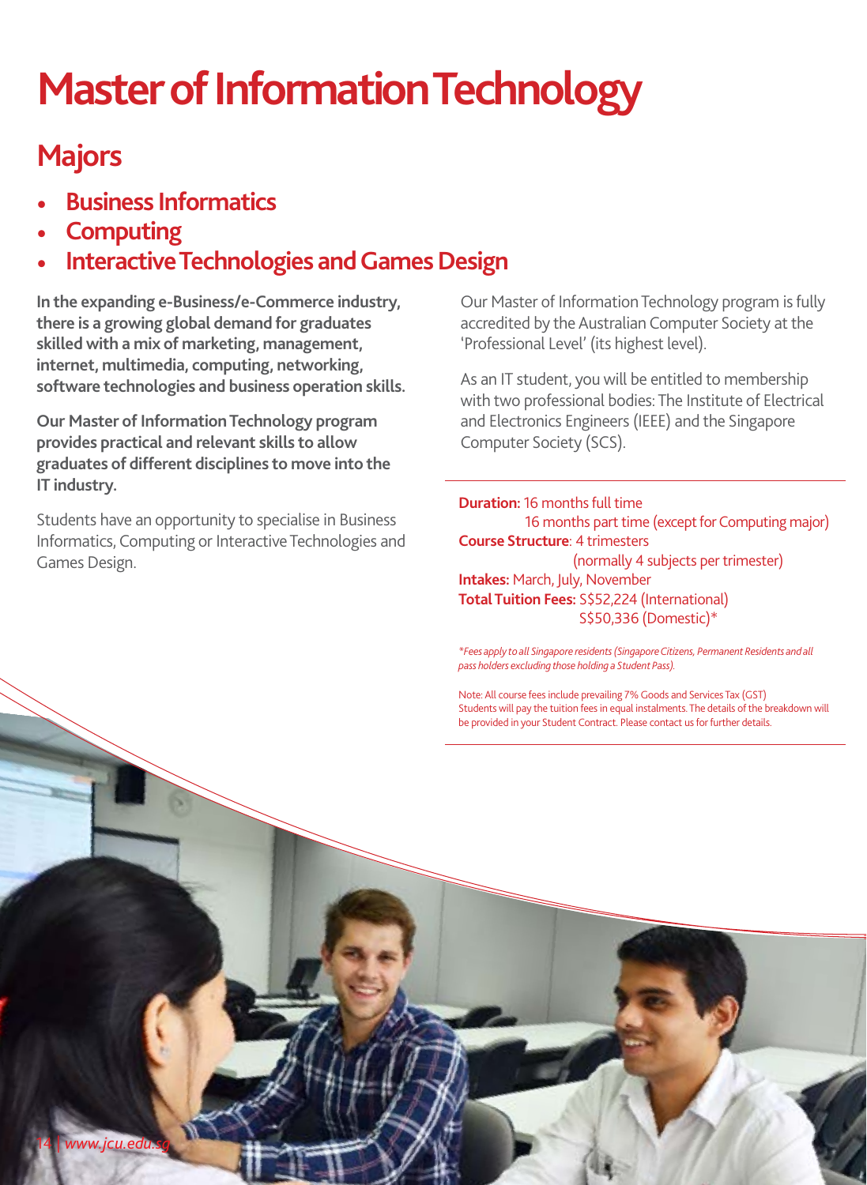# Master of Information Technology

## Majors

- **Business Informatics**
- **Computing**
- **Interactive Technologies and Games Design**

**In the expanding e-Business/e-Commerce industry, there is a growing global demand for graduates skilled with a mix of marketing, management, internet, multimedia, computing, networking, software technologies and business operation skills.**

**Our Master of Information Technology program provides practical and relevant skills to allow graduates of different disciplines to move into the IT industry.**

Students have an opportunity to specialise in Business Informatics, Computing or Interactive Technologies and Games Design.

Our Master of Information Technology program is fully accredited by the Australian Computer Society at the 'Professional Level' (its highest level).

As an IT student, you will be entitled to membership with two professional bodies: The Institute of Electrical and Electronics Engineers (IEEE) and the Singapore Computer Society (SCS).

**Duration:** 16 months full time
16 months part time (except for Computing major)
**Course Structure**: 4 trimesters
(normally 4 subjects per trimester)
**Intakes:** March, July, November
**Total Tuition Fees:** S$52,224 (International)
S$50,336 (Domestic)*

*\*Fees apply to all Singapore residents (Singapore Citizens, Permanent Residents and all pass holders excluding those holding a Student Pass).*

Note: All course fees include prevailing 7% Goods and Services Tax (GST)
Students will pay the tuition fees in equal instalments. The details of the breakdown will be provided in your Student Contract. Please contact us for further details.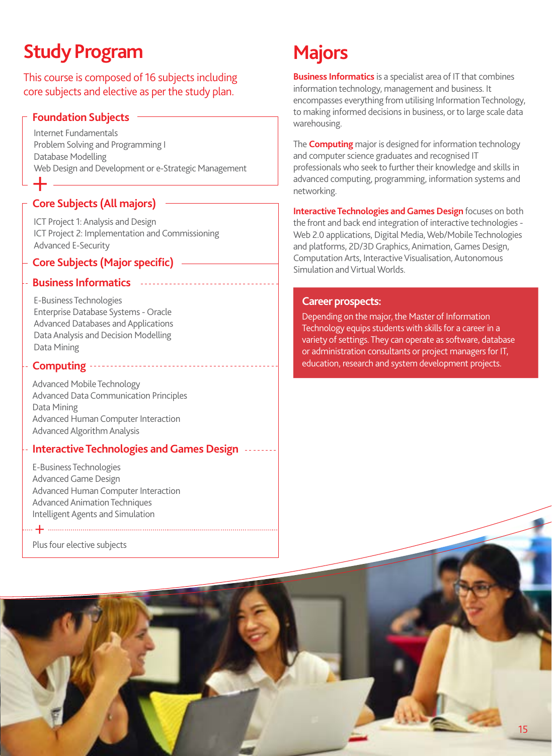# Study Program

This course is composed of 16 subjects including core subjects and elective as per the study plan.

## Foundation Subjects

Internet Fundamentals
Problem Solving and Programming I
Database Modelling
Web Design and Development or e-Strategic Management

+

## Core Subjects (All majors)

ICT Project 1: Analysis and Design
ICT Project 2: Implementation and Commissioning
Advanced E-Security

## Core Subjects (Major specific)

### Business Informatics

E-Business Technologies
Enterprise Database Systems - Oracle
Advanced Databases and Applications
Data Analysis and Decision Modelling
Data Mining

### Computing

Advanced Mobile Technology
Advanced Data Communication Principles
Data Mining
Advanced Human Computer Interaction
Advanced Algorithm Analysis

### Interactive Technologies and Games Design

E-Business Technologies
Advanced Game Design
Advanced Human Computer Interaction
Advanced Animation Techniques
Intelligent Agents and Simulation

+

Plus four elective subjects

# Majors

**Business Informatics** is a specialist area of IT that combines information technology, management and business. It encompasses everything from utilising Information Technology, to making informed decisions in business, or to large scale data warehousing.

The **Computing** major is designed for information technology and computer science graduates and recognised IT professionals who seek to further their knowledge and skills in advanced computing, programming, information systems and networking.

**Interactive Technologies and Games Design** focuses on both the front and back end integration of interactive technologies - Web 2.0 applications, Digital Media, Web/Mobile Technologies and platforms, 2D/3D Graphics, Animation, Games Design, Computation Arts, Interactive Visualisation, Autonomous Simulation and Virtual Worlds.

## Career prospects:

Depending on the major, the Master of Information Technology equips students with skills for a career in a variety of settings. They can operate as software, database or administration consultants or project managers for IT, education, research and system development projects.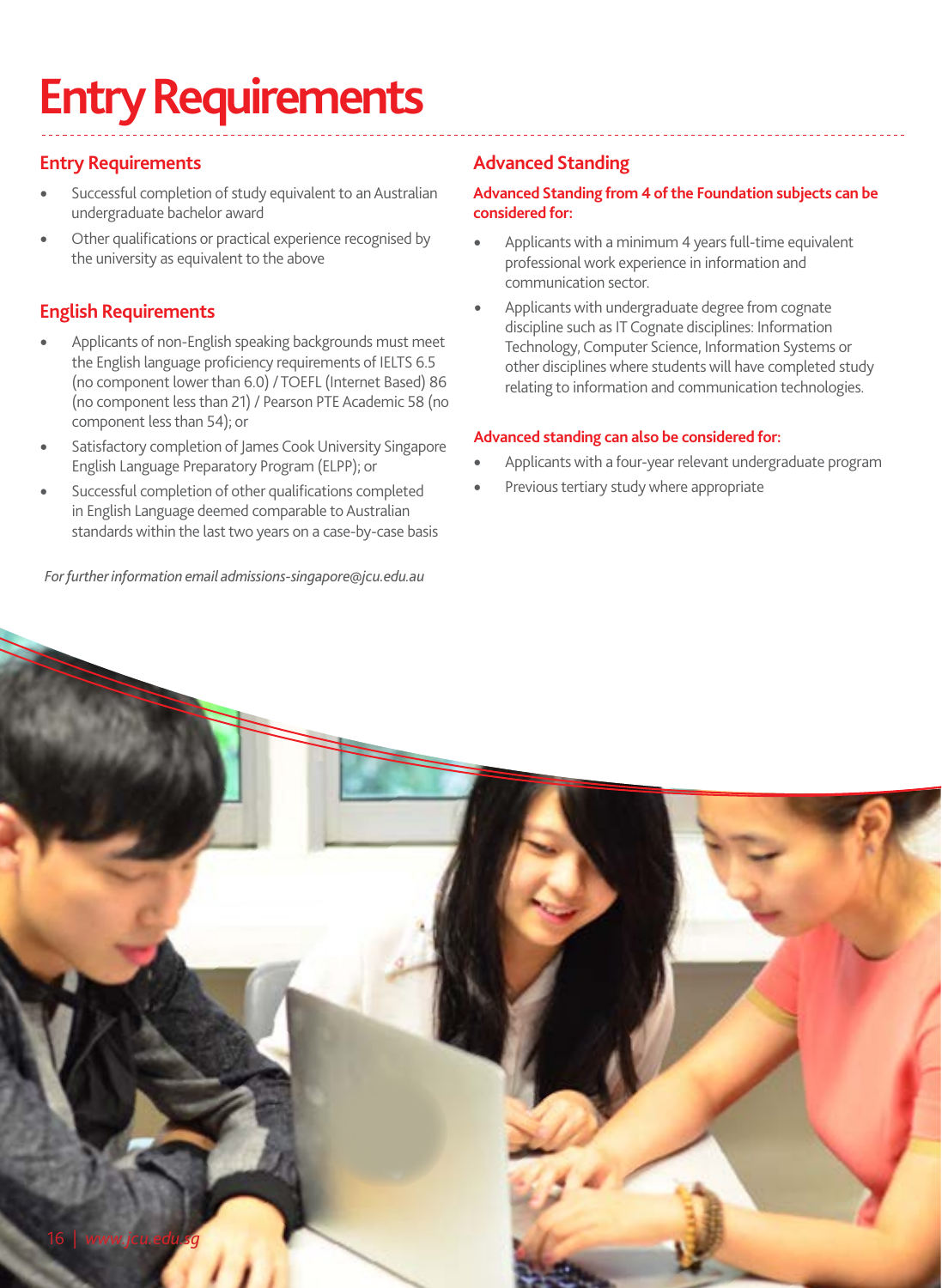# Entry Requirements

## Entry Requirements

- Successful completion of study equivalent to an Australian undergraduate bachelor award
- Other qualifications or practical experience recognised by the university as equivalent to the above

## English Requirements

- Applicants of non-English speaking backgrounds must meet the English language proficiency requirements of IELTS 6.5 (no component lower than 6.0) / TOEFL (Internet Based) 86 (no component less than 21) / Pearson PTE Academic 58 (no component less than 54); or
- Satisfactory completion of James Cook University Singapore English Language Preparatory Program (ELPP); or
- Successful completion of other qualifications completed in English Language deemed comparable to Australian standards within the last two years on a case-by-case basis

*For further information email admissions-singapore@jcu.edu.au*

## Advanced Standing

### Advanced Standing from 4 of the Foundation subjects can be considered for:

- Applicants with a minimum 4 years full-time equivalent professional work experience in information and communication sector.
- Applicants with undergraduate degree from cognate discipline such as IT Cognate disciplines: Information Technology, Computer Science, Information Systems or other disciplines where students will have completed study relating to information and communication technologies.

### Advanced standing can also be considered for:

- Applicants with a four-year relevant undergraduate program
- Previous tertiary study where appropriate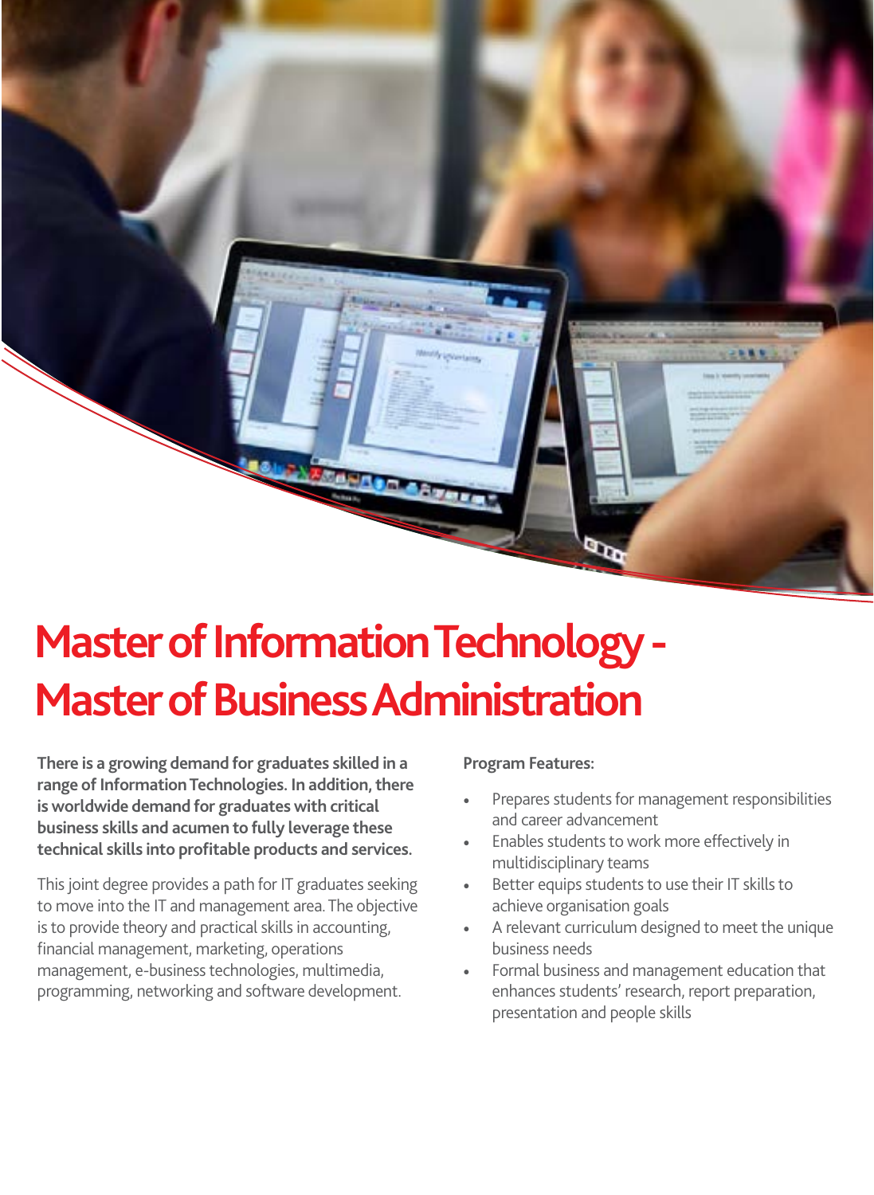# Master of Information Technology - Master of Business Administration

**There is a growing demand for graduates skilled in a range of Information Technologies. In addition, there is worldwide demand for graduates with critical business skills and acumen to fully leverage these technical skills into profitable products and services.**

This joint degree provides a path for IT graduates seeking to move into the IT and management area. The objective is to provide theory and practical skills in accounting, financial management, marketing, operations management, e-business technologies, multimedia, programming, networking and software development.

**Program Features:**

- Prepares students for management responsibilities and career advancement
- Enables students to work more effectively in multidisciplinary teams
- Better equips students to use their IT skills to achieve organisation goals
- A relevant curriculum designed to meet the unique business needs
- Formal business and management education that enhances students' research, report preparation, presentation and people skills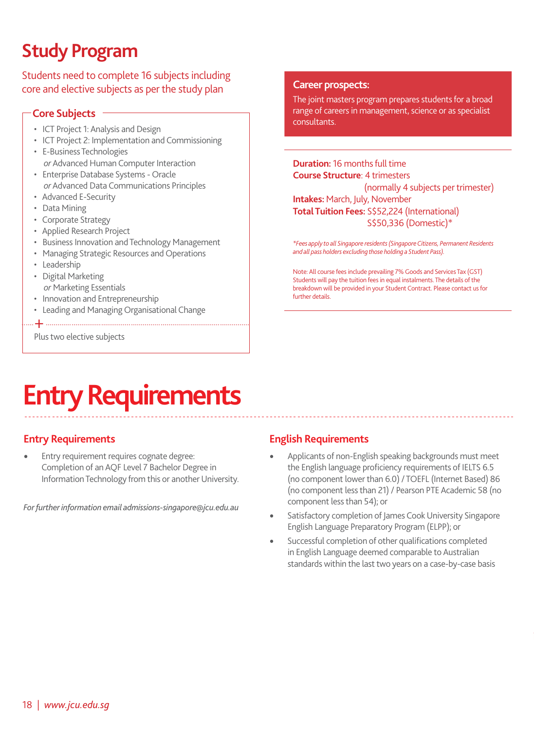# Study Program

Students need to complete 16 subjects including core and elective subjects as per the study plan

## Core Subjects

- ICT Project 1: Analysis and Design
- ICT Project 2: Implementation and Commissioning
- E-Business Technologies
  *or* Advanced Human Computer Interaction
- Enterprise Database Systems - Oracle
  *or* Advanced Data Communications Principles
- Advanced E-Security
- Data Mining
- Corporate Strategy
- Applied Research Project
- Business Innovation and Technology Management
- Managing Strategic Resources and Operations
- Leadership
- Digital Marketing
  *or* Marketing Essentials
- Innovation and Entrepreneurship
- Leading and Managing Organisational Change

+

Plus two elective subjects

**Career prospects:**

The joint masters program prepares students for a broad range of careers in management, science or as specialist consultants.

**Duration:** 16 months full time
**Course Structure**: 4 trimesters
(normally 4 subjects per trimester)
**Intakes:** March, July, November
**Total Tuition Fees:** S$52,224 (International)
S$50,336 (Domestic)*

*\*Fees apply to all Singapore residents (Singapore Citizens, Permanent Residents and all pass holders excluding those holding a Student Pass).*

Note: All course fees include prevailing 7% Goods and Services Tax (GST) Students will pay the tuition fees in equal instalments. The details of the breakdown will be provided in your Student Contract. Please contact us for further details.

# Entry Requirements

## Entry Requirements

- Entry requirement requires cognate degree: Completion of an AQF Level 7 Bachelor Degree in Information Technology from this or another University.

*For further information email admissions-singapore@jcu.edu.au*

## English Requirements

- Applicants of non-English speaking backgrounds must meet the English language proficiency requirements of IELTS 6.5 (no component lower than 6.0) / TOEFL (Internet Based) 86 (no component less than 21) / Pearson PTE Academic 58 (no component less than 54); or
- Satisfactory completion of James Cook University Singapore English Language Preparatory Program (ELPP); or
- Successful completion of other qualifications completed in English Language deemed comparable to Australian standards within the last two years on a case-by-case basis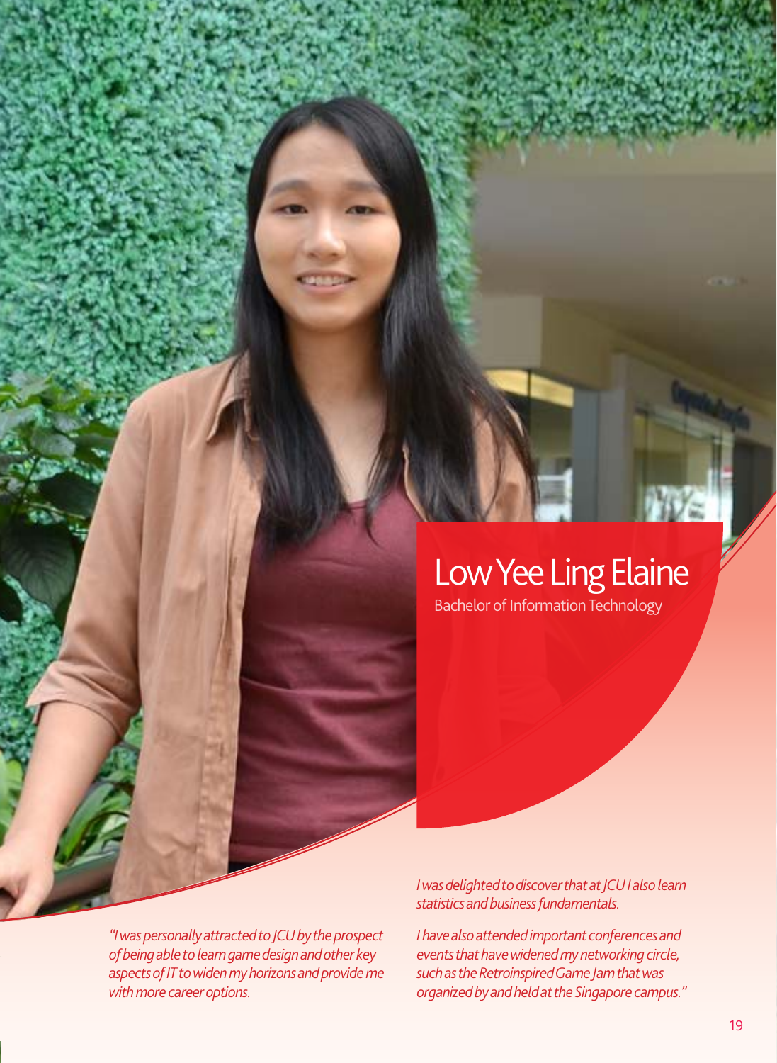# Low Yee Ling Elaine

Bachelor of Information Technology

*"I was personally attracted to JCU by the prospect of being able to learn game design and other key aspects of IT to widen my horizons and provide me with more career options.*

*I was delighted to discover that at JCU I also learn statistics and business fundamentals.*

*I have also attended important conferences and events that have widened my networking circle, such as the Retroinspired Game Jam that was organized by and held at the Singapore campus."*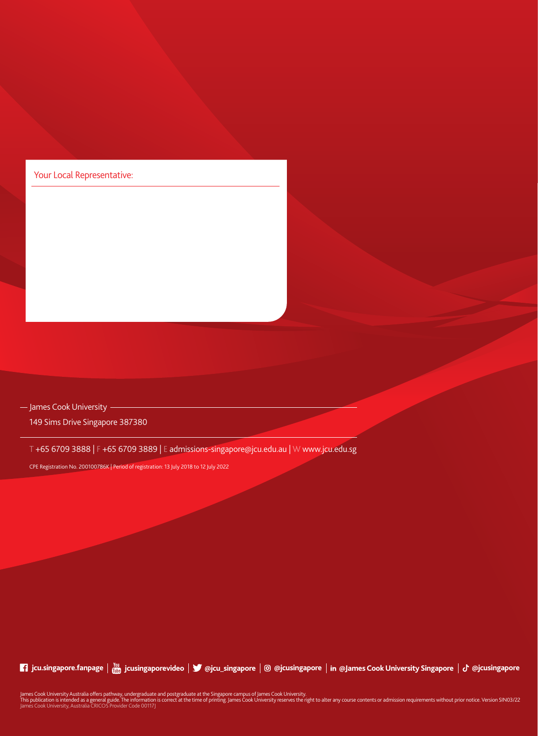Your Local Representative:

James Cook University

149 Sims Drive Singapore 387380

T +65 6709 3888 | F +65 6709 3889 | E admissions-singapore@jcu.edu.au | W www.jcu.edu.sg

CPE Registration No. 200100786K | Period of registration: 13 July 2018 to 12 July 2022

jcu.singapore.fanpage | jcusingaporevideo | @jcu_singapore | @jcusingapore | @James Cook University Singapore | @jcusingapore

James Cook University Australia offers pathway, undergraduate and postgraduate at the Singapore campus of James Cook University.
This publication is intended as a general guide. The information is correct at the time of printing. James Cook University reserves the right to alter any course contents or admission requirements without prior notice. Version SIN03/22
James Cook University, Australia CRICOS Provider Code 00117J